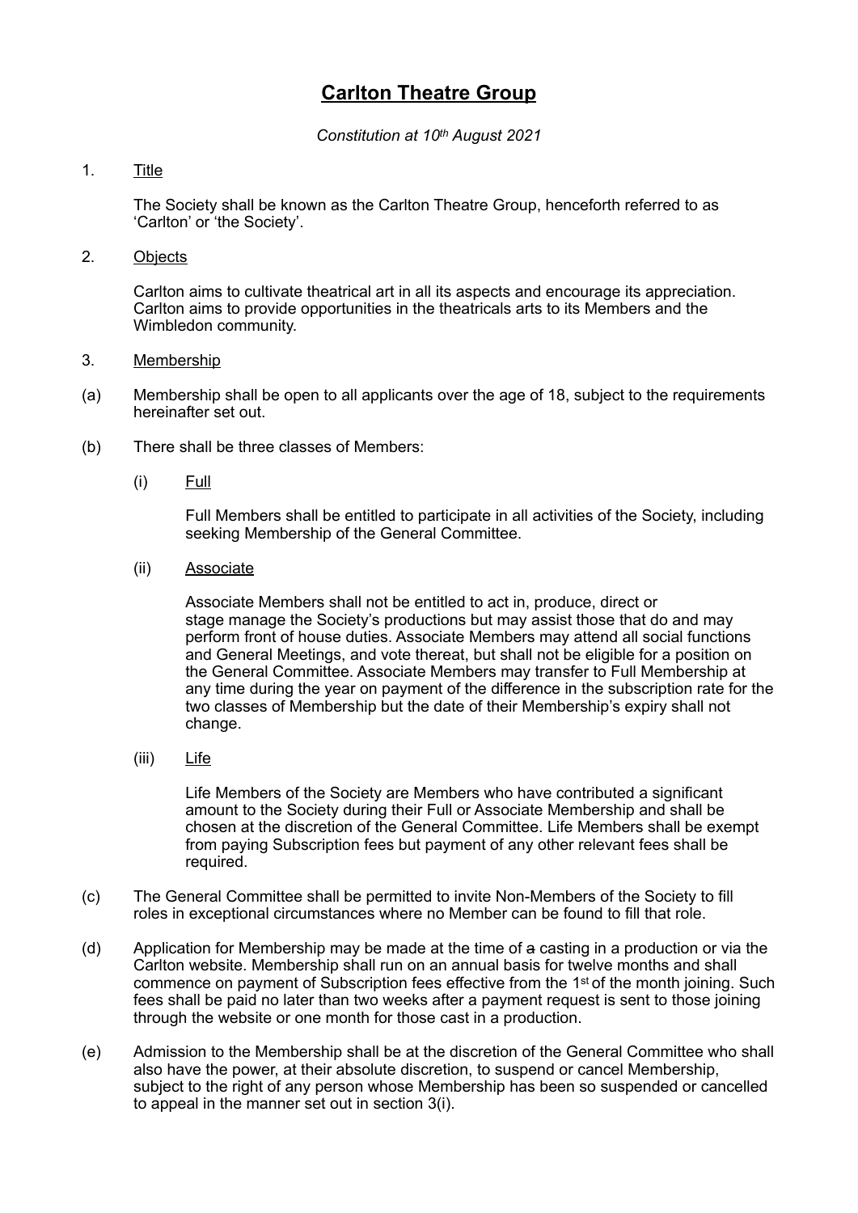# Carlton Theatre Group

*Constitution at 10th August 2021*

1. Title

   The Society shall be known as the Carlton Theatre Group, henceforth referred to as 'Carlton' or 'the Society'.

2. Objects

   Carlton aims to cultivate theatrical art in all its aspects and encourage its appreciation. Carlton aims to provide opportunities in the theatricals arts to its Members and the Wimbledon community.

3. Membership

(a) Membership shall be open to all applicants over the age of 18, subject to the requirements hereinafter set out.

(b) There shall be three classes of Members:

   (i) Full

   Full Members shall be entitled to participate in all activities of the Society, including seeking Membership of the General Committee.

   (ii) Associate

   Associate Members shall not be entitled to act in, produce, direct or stage manage the Society's productions but may assist those that do and may perform front of house duties. Associate Members may attend all social functions and General Meetings, and vote thereat, but shall not be eligible for a position on the General Committee. Associate Members may transfer to Full Membership at any time during the year on payment of the difference in the subscription rate for the two classes of Membership but the date of their Membership's expiry shall not change.

   (iii) Life

   Life Members of the Society are Members who have contributed a significant amount to the Society during their Full or Associate Membership and shall be chosen at the discretion of the General Committee. Life Members shall be exempt from paying Subscription fees but payment of any other relevant fees shall be required.

(c) The General Committee shall be permitted to invite Non-Members of the Society to fill roles in exceptional circumstances where no Member can be found to fill that role.

(d) Application for Membership may be made at the time of ~~a~~ casting in a production or via the Carlton website. Membership shall run on an annual basis for twelve months and shall commence on payment of Subscription fees effective from the 1st of the month joining. Such fees shall be paid no later than two weeks after a payment request is sent to those joining through the website or one month for those cast in a production.

(e) Admission to the Membership shall be at the discretion of the General Committee who shall also have the power, at their absolute discretion, to suspend or cancel Membership, subject to the right of any person whose Membership has been so suspended or cancelled to appeal in the manner set out in section 3(i).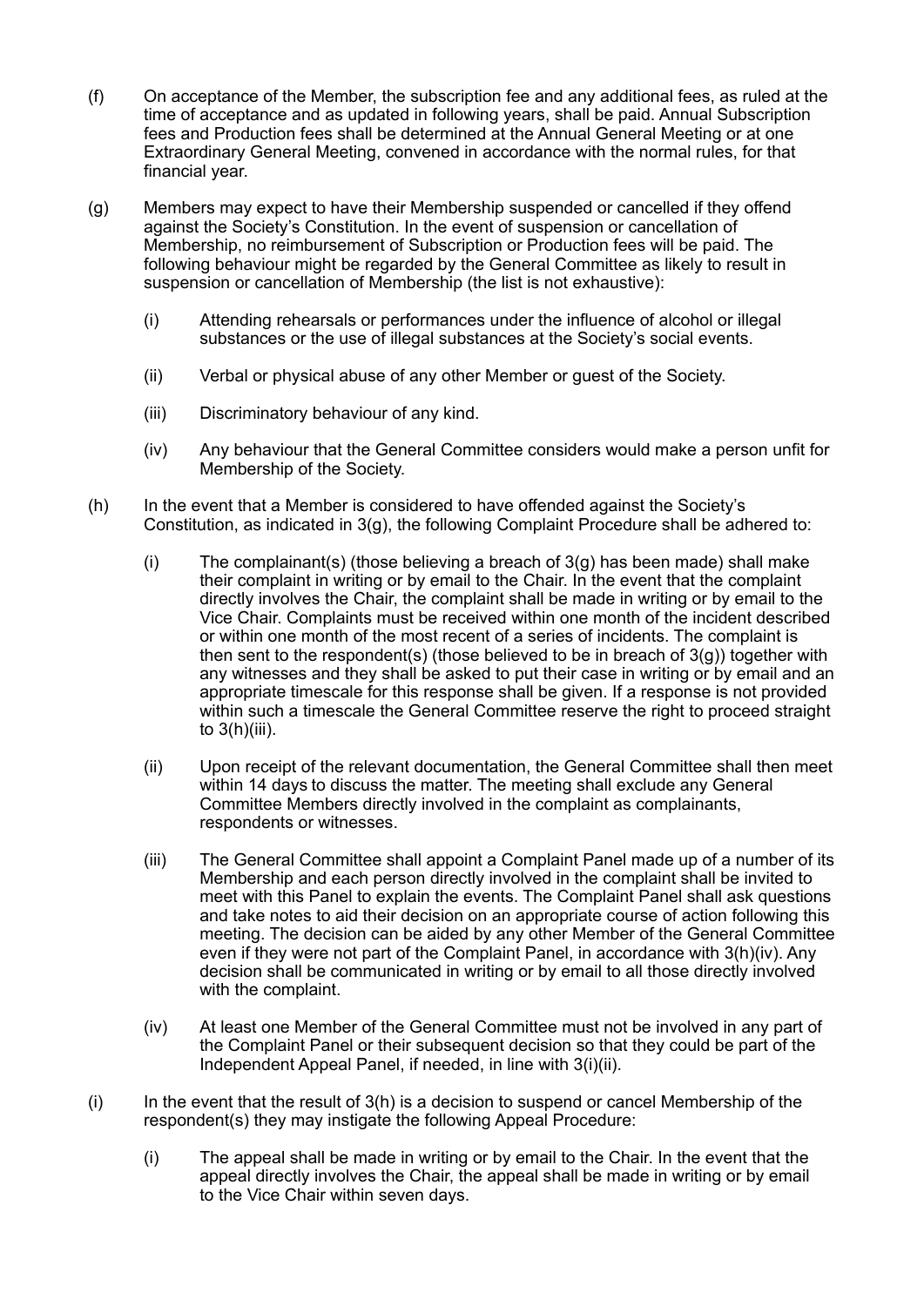(f) On acceptance of the Member, the subscription fee and any additional fees, as ruled at the time of acceptance and as updated in following years, shall be paid. Annual Subscription fees and Production fees shall be determined at the Annual General Meeting or at one Extraordinary General Meeting, convened in accordance with the normal rules, for that financial year.

(g) Members may expect to have their Membership suspended or cancelled if they offend against the Society's Constitution. In the event of suspension or cancellation of Membership, no reimbursement of Subscription or Production fees will be paid. The following behaviour might be regarded by the General Committee as likely to result in suspension or cancellation of Membership (the list is not exhaustive):

> (i) Attending rehearsals or performances under the influence of alcohol or illegal substances or the use of illegal substances at the Society's social events.
>
> (ii) Verbal or physical abuse of any other Member or guest of the Society.
>
> (iii) Discriminatory behaviour of any kind.
>
> (iv) Any behaviour that the General Committee considers would make a person unfit for Membership of the Society.

(h) In the event that a Member is considered to have offended against the Society's Constitution, as indicated in 3(g), the following Complaint Procedure shall be adhered to:

> (i) The complainant(s) (those believing a breach of 3(g) has been made) shall make their complaint in writing or by email to the Chair. In the event that the complaint directly involves the Chair, the complaint shall be made in writing or by email to the Vice Chair. Complaints must be received within one month of the incident described or within one month of the most recent of a series of incidents. The complaint is then sent to the respondent(s) (those believed to be in breach of 3(g)) together with any witnesses and they shall be asked to put their case in writing or by email and an appropriate timescale for this response shall be given. If a response is not provided within such a timescale the General Committee reserve the right to proceed straight to 3(h)(iii).
>
> (ii) Upon receipt of the relevant documentation, the General Committee shall then meet within 14 days to discuss the matter. The meeting shall exclude any General Committee Members directly involved in the complaint as complainants, respondents or witnesses.
>
> (iii) The General Committee shall appoint a Complaint Panel made up of a number of its Membership and each person directly involved in the complaint shall be invited to meet with this Panel to explain the events. The Complaint Panel shall ask questions and take notes to aid their decision on an appropriate course of action following this meeting. The decision can be aided by any other Member of the General Committee even if they were not part of the Complaint Panel, in accordance with 3(h)(iv). Any decision shall be communicated in writing or by email to all those directly involved with the complaint.
>
> (iv) At least one Member of the General Committee must not be involved in any part of the Complaint Panel or their subsequent decision so that they could be part of the Independent Appeal Panel, if needed, in line with 3(i)(ii).

(i) In the event that the result of 3(h) is a decision to suspend or cancel Membership of the respondent(s) they may instigate the following Appeal Procedure:

> (i) The appeal shall be made in writing or by email to the Chair. In the event that the appeal directly involves the Chair, the appeal shall be made in writing or by email to the Vice Chair within seven days.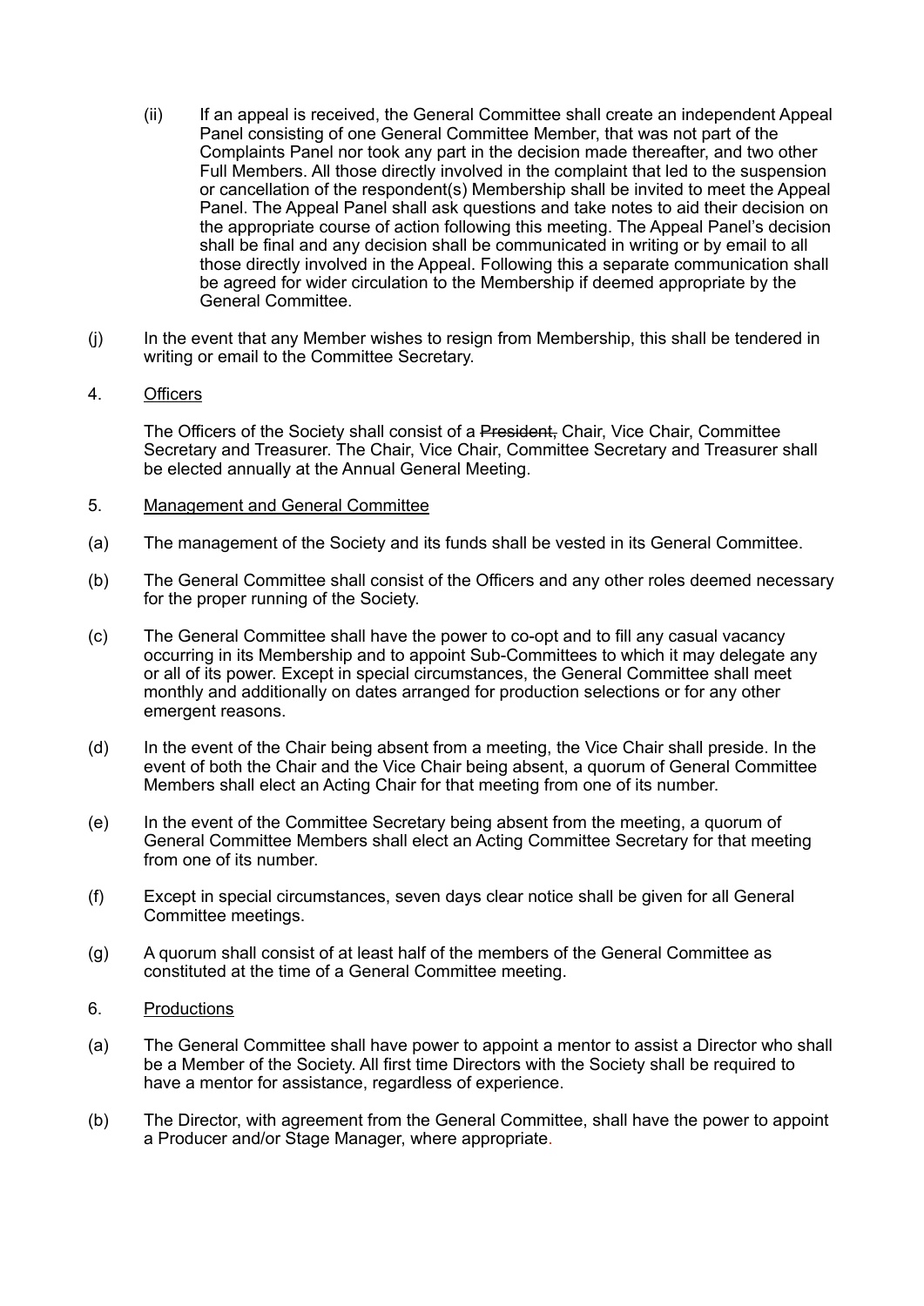(ii) If an appeal is received, the General Committee shall create an independent Appeal Panel consisting of one General Committee Member, that was not part of the Complaints Panel nor took any part in the decision made thereafter, and two other Full Members. All those directly involved in the complaint that led to the suspension or cancellation of the respondent(s) Membership shall be invited to meet the Appeal Panel. The Appeal Panel shall ask questions and take notes to aid their decision on the appropriate course of action following this meeting. The Appeal Panel's decision shall be final and any decision shall be communicated in writing or by email to all those directly involved in the Appeal. Following this a separate communication shall be agreed for wider circulation to the Membership if deemed appropriate by the General Committee.

(j) In the event that any Member wishes to resign from Membership, this shall be tendered in writing or email to the Committee Secretary.

4. <u>Officers</u>

The Officers of the Society shall consist of a ~~President,~~ Chair, Vice Chair, Committee Secretary and Treasurer. The Chair, Vice Chair, Committee Secretary and Treasurer shall be elected annually at the Annual General Meeting.

5. <u>Management and General Committee</u>

(a) The management of the Society and its funds shall be vested in its General Committee.

(b) The General Committee shall consist of the Officers and any other roles deemed necessary for the proper running of the Society.

(c) The General Committee shall have the power to co-opt and to fill any casual vacancy occurring in its Membership and to appoint Sub-Committees to which it may delegate any or all of its power. Except in special circumstances, the General Committee shall meet monthly and additionally on dates arranged for production selections or for any other emergent reasons.

(d) In the event of the Chair being absent from a meeting, the Vice Chair shall preside. In the event of both the Chair and the Vice Chair being absent, a quorum of General Committee Members shall elect an Acting Chair for that meeting from one of its number.

(e) In the event of the Committee Secretary being absent from the meeting, a quorum of General Committee Members shall elect an Acting Committee Secretary for that meeting from one of its number.

(f) Except in special circumstances, seven days clear notice shall be given for all General Committee meetings.

(g) A quorum shall consist of at least half of the members of the General Committee as constituted at the time of a General Committee meeting.

6. <u>Productions</u>

(a) The General Committee shall have power to appoint a mentor to assist a Director who shall be a Member of the Society. All first time Directors with the Society shall be required to have a mentor for assistance, regardless of experience.

(b) The Director, with agreement from the General Committee, shall have the power to appoint a Producer and/or Stage Manager, where appropriate.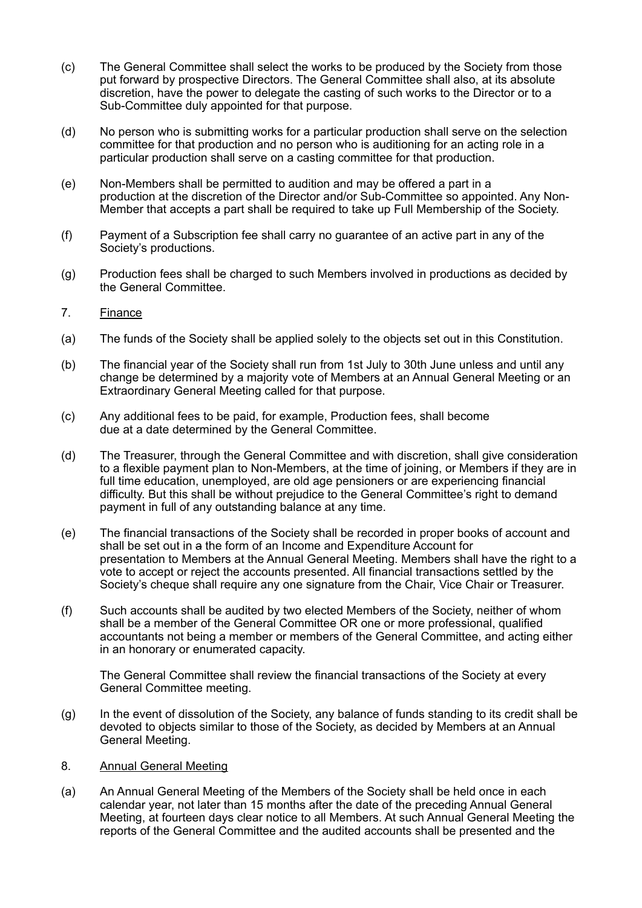(c) The General Committee shall select the works to be produced by the Society from those put forward by prospective Directors. The General Committee shall also, at its absolute discretion, have the power to delegate the casting of such works to the Director or to a Sub-Committee duly appointed for that purpose.

(d) No person who is submitting works for a particular production shall serve on the selection committee for that production and no person who is auditioning for an acting role in a particular production shall serve on a casting committee for that production.

(e) Non-Members shall be permitted to audition and may be offered a part in a production at the discretion of the Director and/or Sub-Committee so appointed. Any Non-Member that accepts a part shall be required to take up Full Membership of the Society.

(f) Payment of a Subscription fee shall carry no guarantee of an active part in any of the Society's productions.

(g) Production fees shall be charged to such Members involved in productions as decided by the General Committee.

7. <u>Finance</u>

(a) The funds of the Society shall be applied solely to the objects set out in this Constitution.

(b) The financial year of the Society shall run from 1st July to 30th June unless and until any change be determined by a majority vote of Members at an Annual General Meeting or an Extraordinary General Meeting called for that purpose.

(c) Any additional fees to be paid, for example, Production fees, shall become due at a date determined by the General Committee.

(d) The Treasurer, through the General Committee and with discretion, shall give consideration to a flexible payment plan to Non-Members, at the time of joining, or Members if they are in full time education, unemployed, are old age pensioners or are experiencing financial difficulty. But this shall be without prejudice to the General Committee's right to demand payment in full of any outstanding balance at any time.

(e) The financial transactions of the Society shall be recorded in proper books of account and shall be set out in ~~a~~ the form of an Income and Expenditure Account for presentation to Members at the Annual General Meeting. Members shall have the right to a vote to accept or reject the accounts presented. All financial transactions settled by the Society's cheque shall require any one signature from the Chair, Vice Chair or Treasurer.

(f) Such accounts shall be audited by two elected Members of the Society, neither of whom shall be a member of the General Committee OR one or more professional, qualified accountants not being a member or members of the General Committee, and acting either in an honorary or enumerated capacity.

The General Committee shall review the financial transactions of the Society at every General Committee meeting.

(g) In the event of dissolution of the Society, any balance of funds standing to its credit shall be devoted to objects similar to those of the Society, as decided by Members at an Annual General Meeting.

8. <u>Annual General Meeting</u>

(a) An Annual General Meeting of the Members of the Society shall be held once in each calendar year, not later than 15 months after the date of the preceding Annual General Meeting, at fourteen days clear notice to all Members. At such Annual General Meeting the reports of the General Committee and the audited accounts shall be presented and the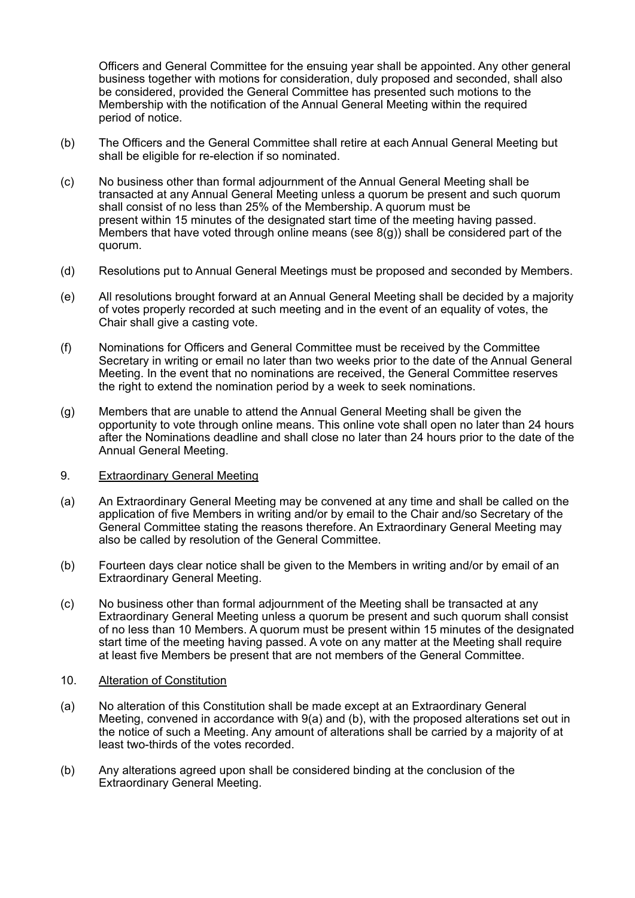Officers and General Committee for the ensuing year shall be appointed. Any other general business together with motions for consideration, duly proposed and seconded, shall also be considered, provided the General Committee has presented such motions to the Membership with the notification of the Annual General Meeting within the required period of notice.

(b) The Officers and the General Committee shall retire at each Annual General Meeting but shall be eligible for re-election if so nominated.

(c) No business other than formal adjournment of the Annual General Meeting shall be transacted at any Annual General Meeting unless a quorum be present and such quorum shall consist of no less than 25% of the Membership. A quorum must be present within 15 minutes of the designated start time of the meeting having passed. Members that have voted through online means (see 8(g)) shall be considered part of the quorum.

(d) Resolutions put to Annual General Meetings must be proposed and seconded by Members.

(e) All resolutions brought forward at an Annual General Meeting shall be decided by a majority of votes properly recorded at such meeting and in the event of an equality of votes, the Chair shall give a casting vote.

(f) Nominations for Officers and General Committee must be received by the Committee Secretary in writing or email no later than two weeks prior to the date of the Annual General Meeting. In the event that no nominations are received, the General Committee reserves the right to extend the nomination period by a week to seek nominations.

(g) Members that are unable to attend the Annual General Meeting shall be given the opportunity to vote through online means. This online vote shall open no later than 24 hours after the Nominations deadline and shall close no later than 24 hours prior to the date of the Annual General Meeting.

9. Extraordinary General Meeting

(a) An Extraordinary General Meeting may be convened at any time and shall be called on the application of five Members in writing and/or by email to the Chair and/so Secretary of the General Committee stating the reasons therefore. An Extraordinary General Meeting may also be called by resolution of the General Committee.

(b) Fourteen days clear notice shall be given to the Members in writing and/or by email of an Extraordinary General Meeting.

(c) No business other than formal adjournment of the Meeting shall be transacted at any Extraordinary General Meeting unless a quorum be present and such quorum shall consist of no less than 10 Members. A quorum must be present within 15 minutes of the designated start time of the meeting having passed. A vote on any matter at the Meeting shall require at least five Members be present that are not members of the General Committee.

10. Alteration of Constitution

(a) No alteration of this Constitution shall be made except at an Extraordinary General Meeting, convened in accordance with 9(a) and (b), with the proposed alterations set out in the notice of such a Meeting. Any amount of alterations shall be carried by a majority of at least two-thirds of the votes recorded.

(b) Any alterations agreed upon shall be considered binding at the conclusion of the Extraordinary General Meeting.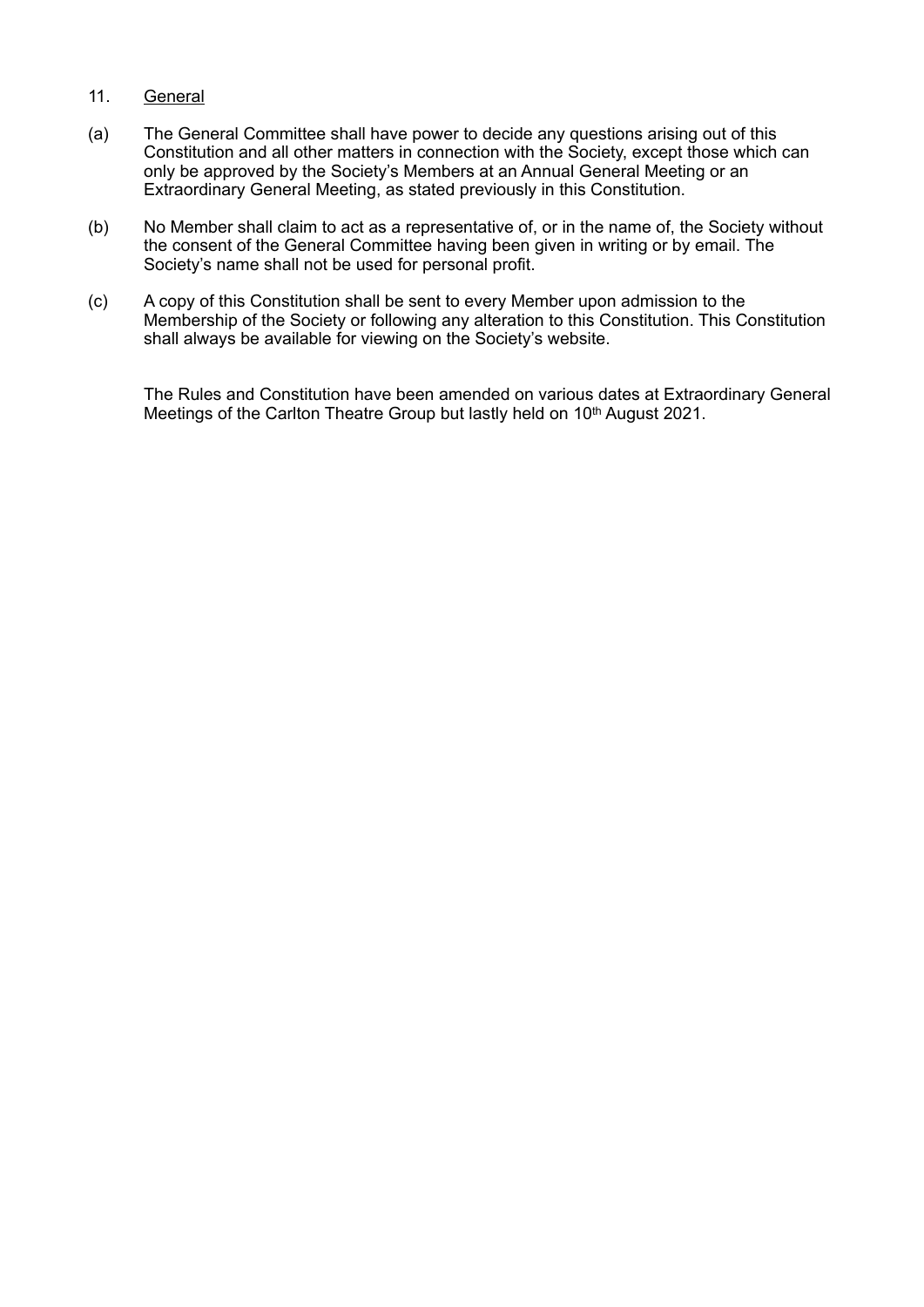11. General

(a) The General Committee shall have power to decide any questions arising out of this Constitution and all other matters in connection with the Society, except those which can only be approved by the Society's Members at an Annual General Meeting or an Extraordinary General Meeting, as stated previously in this Constitution.

(b) No Member shall claim to act as a representative of, or in the name of, the Society without the consent of the General Committee having been given in writing or by email. The Society's name shall not be used for personal profit.

(c) A copy of this Constitution shall be sent to every Member upon admission to the Membership of the Society or following any alteration to this Constitution. This Constitution shall always be available for viewing on the Society's website.

The Rules and Constitution have been amended on various dates at Extraordinary General Meetings of the Carlton Theatre Group but lastly held on 10th August 2021.